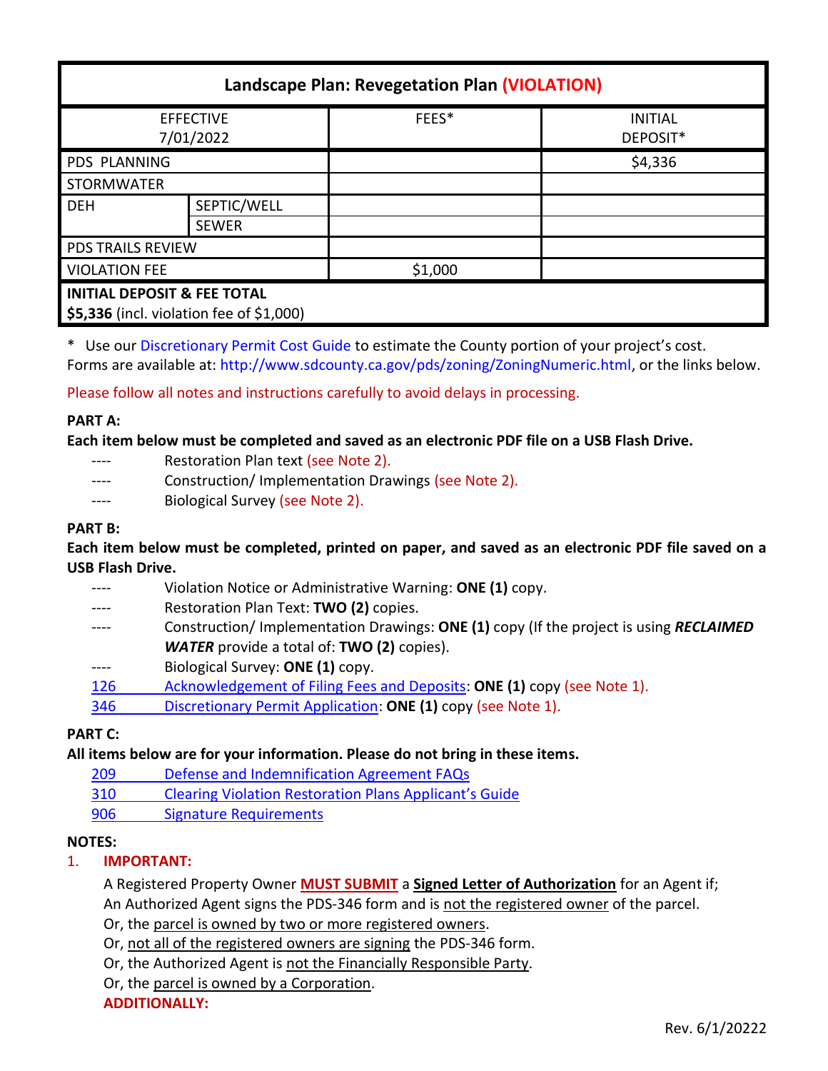| Landscape Plan: Revegetation Plan (VIOLATION) | | | |
|---|---|---|---|
| EFFECTIVE 7/01/2022 | | FEES* | INITIAL DEPOSIT* |
| PDS PLANNING | | | $4,336 |
| STORMWATER | | | |
| DEH | SEPTIC/WELL | | |
| | SEWER | | |
| PDS TRAILS REVIEW | | | |
| VIOLATION FEE | | $1,000 | |
| **INITIAL DEPOSIT & FEE TOTAL** **$5,336** (incl. violation fee of $1,000) | | | |

\* Use our Discretionary Permit Cost Guide to estimate the County portion of your project's cost.
Forms are available at: http://www.sdcounty.ca.gov/pds/zoning/ZoningNumeric.html, or the links below.

Please follow all notes and instructions carefully to avoid delays in processing.

**PART A:**

**Each item below must be completed and saved as an electronic PDF file on a USB Flash Drive.**

- ---- Restoration Plan text (see Note 2).
- ---- Construction/ Implementation Drawings (see Note 2).
- ---- Biological Survey (see Note 2).

**PART B:**

**Each item below must be completed, printed on paper, and saved as an electronic PDF file saved on a USB Flash Drive.**

- ---- Violation Notice or Administrative Warning: **ONE (1)** copy.
- ---- Restoration Plan Text: **TWO (2)** copies.
- ---- Construction/ Implementation Drawings: **ONE (1)** copy (If the project is using ***RECLAIMED WATER*** provide a total of: **TWO (2)** copies).
- ---- Biological Survey: **ONE (1)** copy.
- 126 Acknowledgement of Filing Fees and Deposits: **ONE (1)** copy (see Note 1).
- 346 Discretionary Permit Application: **ONE (1)** copy (see Note 1).

**PART C:**

**All items below are for your information. Please do not bring in these items.**

- 209 Defense and Indemnification Agreement FAQs
- 310 Clearing Violation Restoration Plans Applicant's Guide
- 906 Signature Requirements

**NOTES:**

1. **IMPORTANT:**

   A Registered Property Owner **MUST SUBMIT** a **Signed Letter of Authorization** for an Agent if;
   An Authorized Agent signs the PDS-346 form and is not the registered owner of the parcel.
   Or, the parcel is owned by two or more registered owners.
   Or, not all of the registered owners are signing the PDS-346 form.
   Or, the Authorized Agent is not the Financially Responsible Party.
   Or, the parcel is owned by a Corporation.
   **ADDITIONALLY:**

Rev. 6/1/20222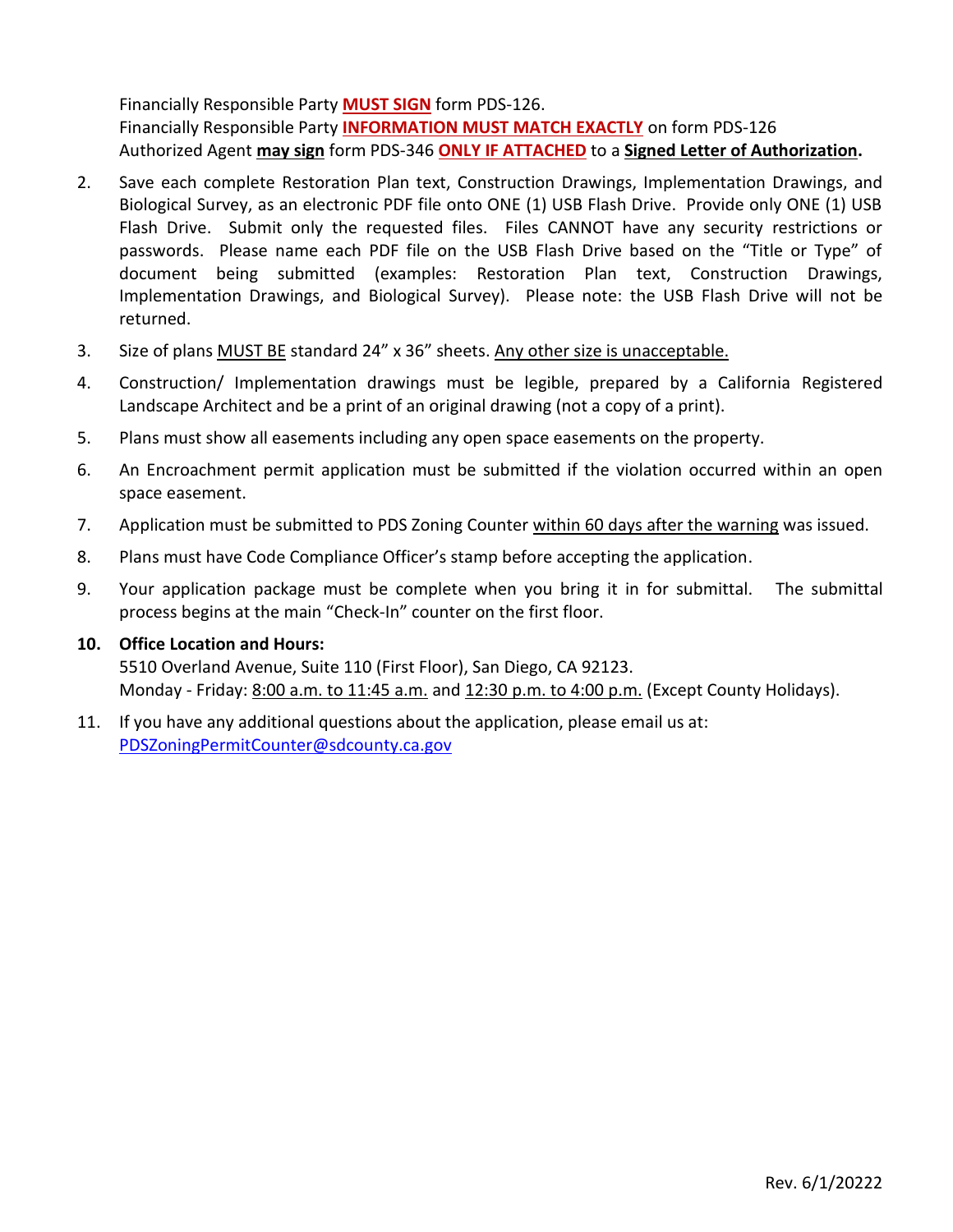Financially Responsible Party **MUST SIGN** form PDS-126.
Financially Responsible Party **INFORMATION MUST MATCH EXACTLY** on form PDS-126
Authorized Agent **may sign** form PDS-346 **ONLY IF ATTACHED** to a **Signed Letter of Authorization.**

2. Save each complete Restoration Plan text, Construction Drawings, Implementation Drawings, and Biological Survey, as an electronic PDF file onto ONE (1) USB Flash Drive. Provide only ONE (1) USB Flash Drive. Submit only the requested files. Files CANNOT have any security restrictions or passwords. Please name each PDF file on the USB Flash Drive based on the "Title or Type" of document being submitted (examples: Restoration Plan text, Construction Drawings, Implementation Drawings, and Biological Survey). Please note: the USB Flash Drive will not be returned.

3. Size of plans MUST BE standard 24" x 36" sheets. Any other size is unacceptable.

4. Construction/ Implementation drawings must be legible, prepared by a California Registered Landscape Architect and be a print of an original drawing (not a copy of a print).

5. Plans must show all easements including any open space easements on the property.

6. An Encroachment permit application must be submitted if the violation occurred within an open space easement.

7. Application must be submitted to PDS Zoning Counter within 60 days after the warning was issued.

8. Plans must have Code Compliance Officer's stamp before accepting the application.

9. Your application package must be complete when you bring it in for submittal. The submittal process begins at the main "Check-In" counter on the first floor.

10. **Office Location and Hours:**
    5510 Overland Avenue, Suite 110 (First Floor), San Diego, CA 92123.
    Monday - Friday: 8:00 a.m. to 11:45 a.m. and 12:30 p.m. to 4:00 p.m. (Except County Holidays).

11. If you have any additional questions about the application, please email us at:
    PDSZoningPermitCounter@sdcounty.ca.gov

Rev. 6/1/20222